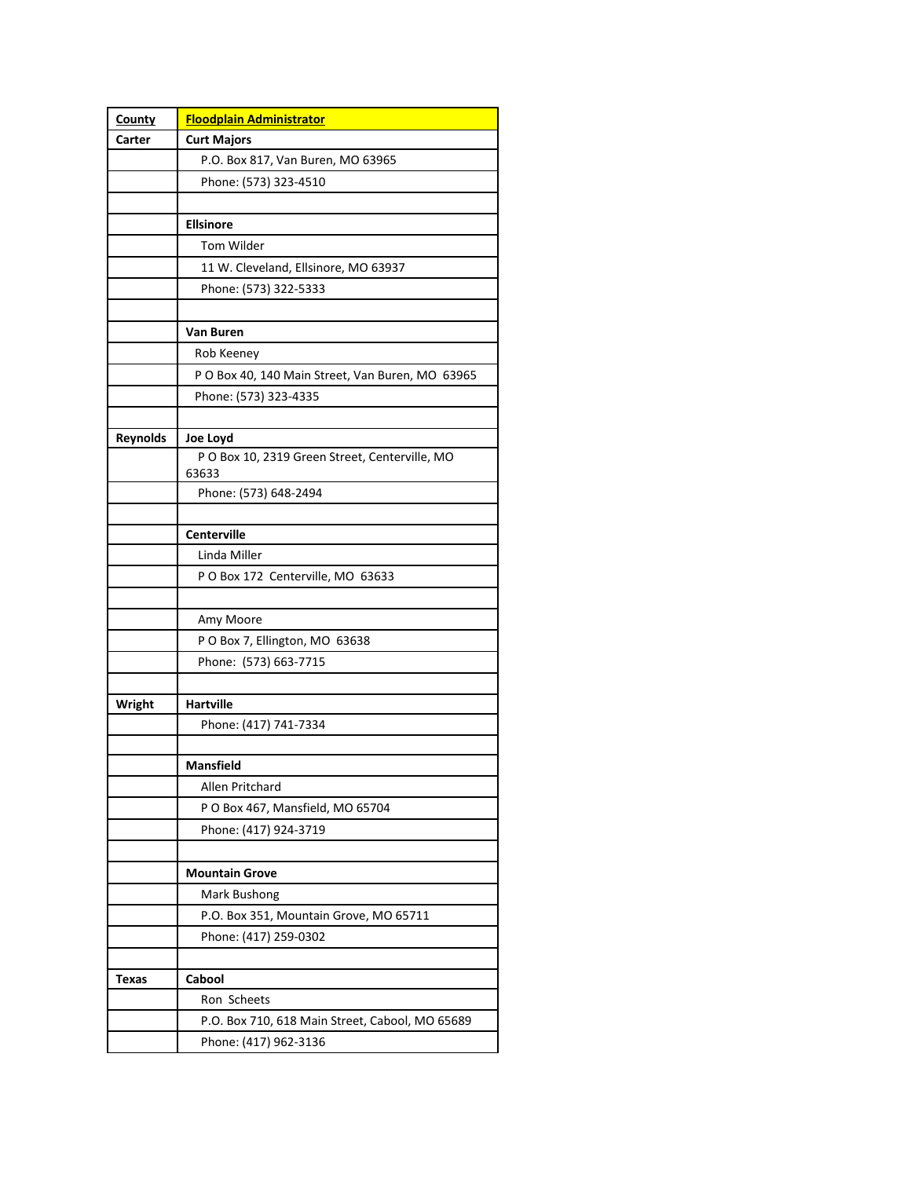| County | Floodplain Administrator |
|---|---|
| Carter | **Curt Majors** |
| | P.O. Box 817, Van Buren, MO 63965 |
| | Phone: (573) 323-4510 |
| | |
| | **Ellsinore** |
| | Tom Wilder |
| | 11 W. Cleveland, Ellsinore, MO 63937 |
| | Phone: (573) 322-5333 |
| | |
| | **Van Buren** |
| | Rob Keeney |
| | P O Box 40, 140 Main Street, Van Buren, MO 63965 |
| | Phone: (573) 323-4335 |
| | |
| Reynolds | **Joe Loyd** |
| | P O Box 10, 2319 Green Street, Centerville, MO 63633 |
| | Phone: (573) 648-2494 |
| | |
| | **Centerville** |
| | Linda Miller |
| | P O Box 172 Centerville, MO 63633 |
| | |
| | Amy Moore |
| | P O Box 7, Ellington, MO 63638 |
| | Phone: (573) 663-7715 |
| | |
| Wright | **Hartville** |
| | Phone: (417) 741-7334 |
| | |
| | **Mansfield** |
| | Allen Pritchard |
| | P O Box 467, Mansfield, MO 65704 |
| | Phone: (417) 924-3719 |
| | |
| | **Mountain Grove** |
| | Mark Bushong |
| | P.O. Box 351, Mountain Grove, MO 65711 |
| | Phone: (417) 259-0302 |
| | |
| Texas | **Cabool** |
| | Ron Scheets |
| | P.O. Box 710, 618 Main Street, Cabool, MO 65689 |
| | Phone: (417) 962-3136 |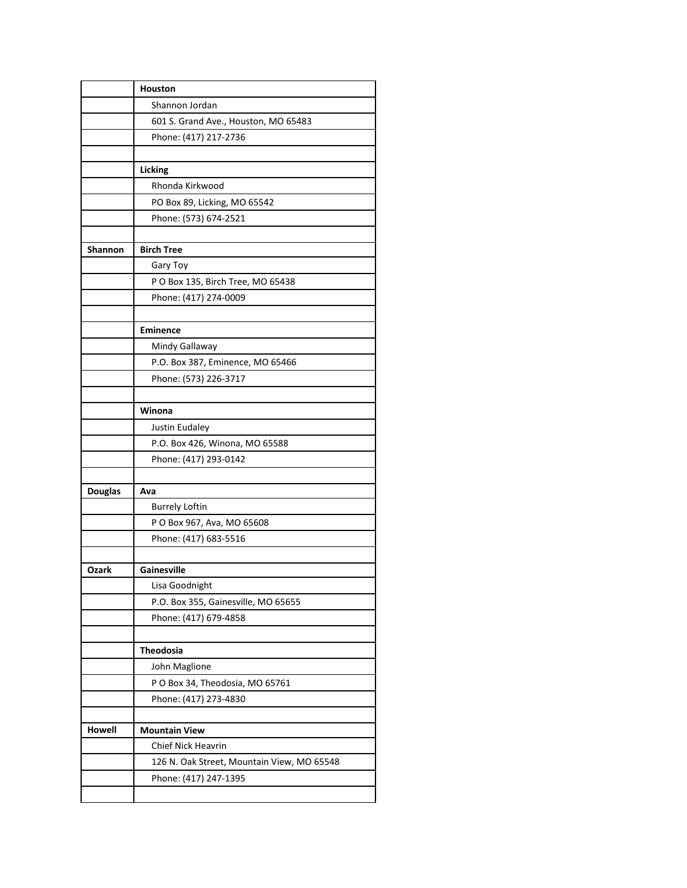| | |
|---|---|
| | **Houston** |
| | Shannon Jordan |
| | 601 S. Grand Ave., Houston, MO 65483 |
| | Phone: (417) 217-2736 |
| | |
| | **Licking** |
| | Rhonda Kirkwood |
| | PO Box 89, Licking, MO 65542 |
| | Phone: (573) 674-2521 |
| | |
| **Shannon** | **Birch Tree** |
| | Gary Toy |
| | P O Box 135, Birch Tree, MO 65438 |
| | Phone: (417) 274-0009 |
| | |
| | **Eminence** |
| | Mindy Gallaway |
| | P.O. Box 387, Eminence, MO 65466 |
| | Phone: (573) 226-3717 |
| | |
| | **Winona** |
| | Justin Eudaley |
| | P.O. Box 426, Winona, MO 65588 |
| | Phone: (417) 293-0142 |
| | |
| **Douglas** | **Ava** |
| | Burrely Loftin |
| | P O Box 967, Ava, MO 65608 |
| | Phone: (417) 683-5516 |
| | |
| **Ozark** | **Gainesville** |
| | Lisa Goodnight |
| | P.O. Box 355, Gainesville, MO 65655 |
| | Phone: (417) 679-4858 |
| | |
| | **Theodosia** |
| | John Maglione |
| | P O Box 34, Theodosia, MO 65761 |
| | Phone: (417) 273-4830 |
| | |
| **Howell** | **Mountain View** |
| | Chief Nick Heavrin |
| | 126 N. Oak Street, Mountain View, MO 65548 |
| | Phone: (417) 247-1395 |
| | |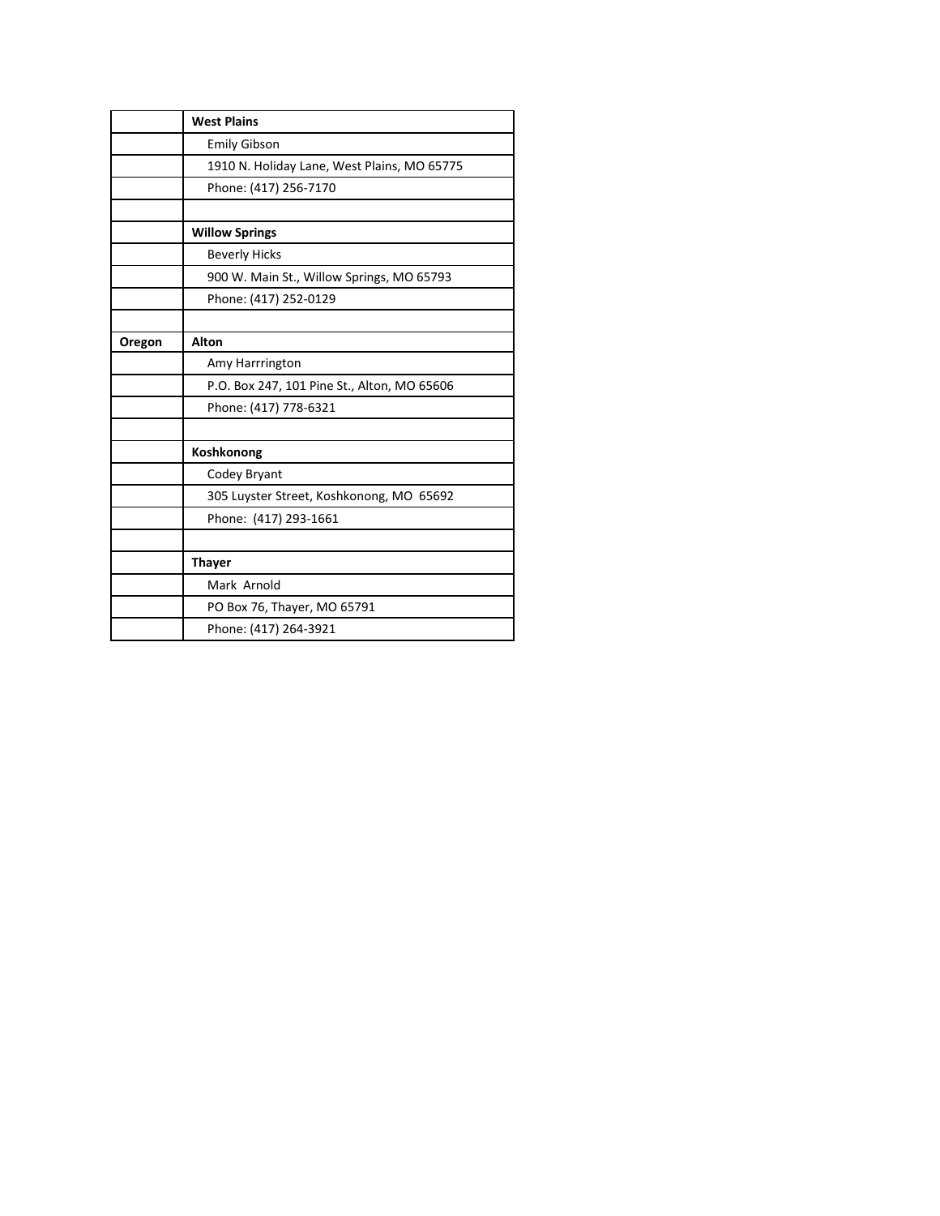| | |
|---|---|
| | **West Plains** |
| | Emily Gibson |
| | 1910 N. Holiday Lane, West Plains, MO 65775 |
| | Phone: (417) 256-7170 |
| | |
| | **Willow Springs** |
| | Beverly Hicks |
| | 900 W. Main St., Willow Springs, MO 65793 |
| | Phone: (417) 252-0129 |
| | |
| **Oregon** | **Alton** |
| | Amy Harrrington |
| | P.O. Box 247, 101 Pine St., Alton, MO 65606 |
| | Phone: (417) 778-6321 |
| | |
| | **Koshkonong** |
| | Codey Bryant |
| | 305 Luyster Street, Koshkonong, MO 65692 |
| | Phone: (417) 293-1661 |
| | |
| | **Thayer** |
| | Mark Arnold |
| | PO Box 76, Thayer, MO 65791 |
| | Phone: (417) 264-3921 |